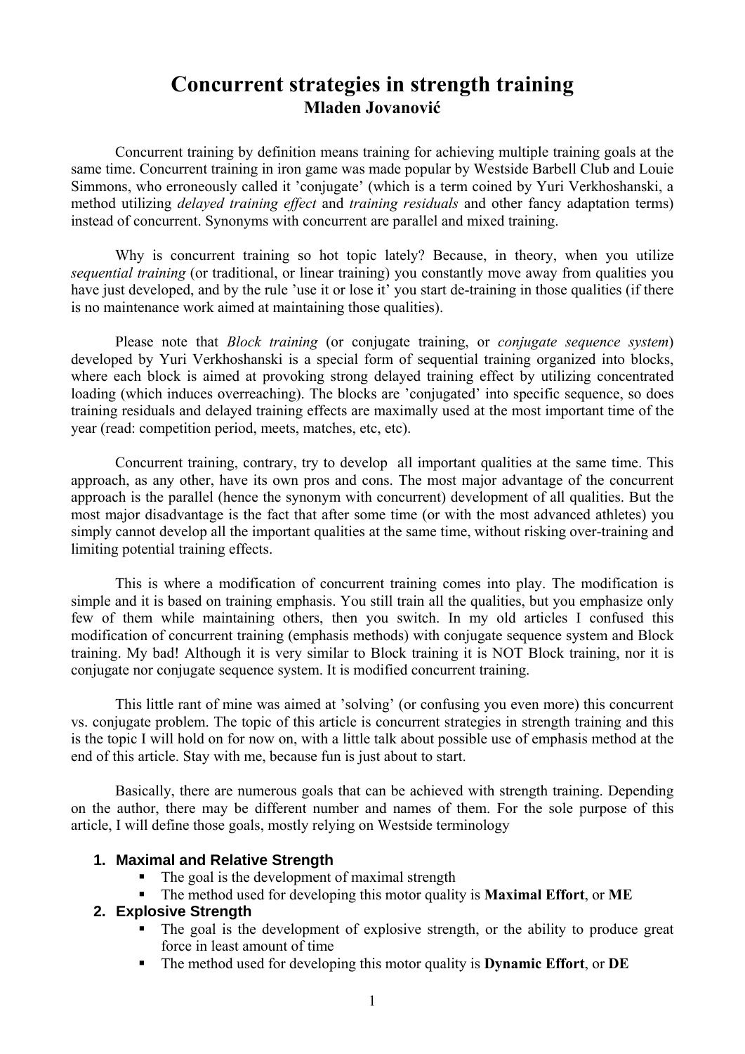# Concurrent strategies in strength training

**Mladen Jovanović**

Concurrent training by definition means training for achieving multiple training goals at the same time. Concurrent training in iron game was made popular by Westside Barbell Club and Louie Simmons, who erroneously called it 'conjugate' (which is a term coined by Yuri Verkhoshanski, a method utilizing *delayed training effect* and *training residuals* and other fancy adaptation terms) instead of concurrent. Synonyms with concurrent are parallel and mixed training.

Why is concurrent training so hot topic lately? Because, in theory, when you utilize *sequential training* (or traditional, or linear training) you constantly move away from qualities you have just developed, and by the rule 'use it or lose it' you start de-training in those qualities (if there is no maintenance work aimed at maintaining those qualities).

Please note that *Block training* (or conjugate training, or *conjugate sequence system*) developed by Yuri Verkhoshanski is a special form of sequential training organized into blocks, where each block is aimed at provoking strong delayed training effect by utilizing concentrated loading (which induces overreaching). The blocks are 'conjugated' into specific sequence, so does training residuals and delayed training effects are maximally used at the most important time of the year (read: competition period, meets, matches, etc, etc).

Concurrent training, contrary, try to develop all important qualities at the same time. This approach, as any other, have its own pros and cons. The most major advantage of the concurrent approach is the parallel (hence the synonym with concurrent) development of all qualities. But the most major disadvantage is the fact that after some time (or with the most advanced athletes) you simply cannot develop all the important qualities at the same time, without risking over-training and limiting potential training effects.

This is where a modification of concurrent training comes into play. The modification is simple and it is based on training emphasis. You still train all the qualities, but you emphasize only few of them while maintaining others, then you switch. In my old articles I confused this modification of concurrent training (emphasis methods) with conjugate sequence system and Block training. My bad! Although it is very similar to Block training it is NOT Block training, nor it is conjugate nor conjugate sequence system. It is modified concurrent training.

This little rant of mine was aimed at 'solving' (or confusing you even more) this concurrent vs. conjugate problem. The topic of this article is concurrent strategies in strength training and this is the topic I will hold on for now on, with a little talk about possible use of emphasis method at the end of this article. Stay with me, because fun is just about to start.

Basically, there are numerous goals that can be achieved with strength training. Depending on the author, there may be different number and names of them. For the sole purpose of this article, I will define those goals, mostly relying on Westside terminology

1. **Maximal and Relative Strength**
   - The goal is the development of maximal strength
   - The method used for developing this motor quality is **Maximal Effort**, or **ME**
2. **Explosive Strength**
   - The goal is the development of explosive strength, or the ability to produce great force in least amount of time
   - The method used for developing this motor quality is **Dynamic Effort**, or **DE**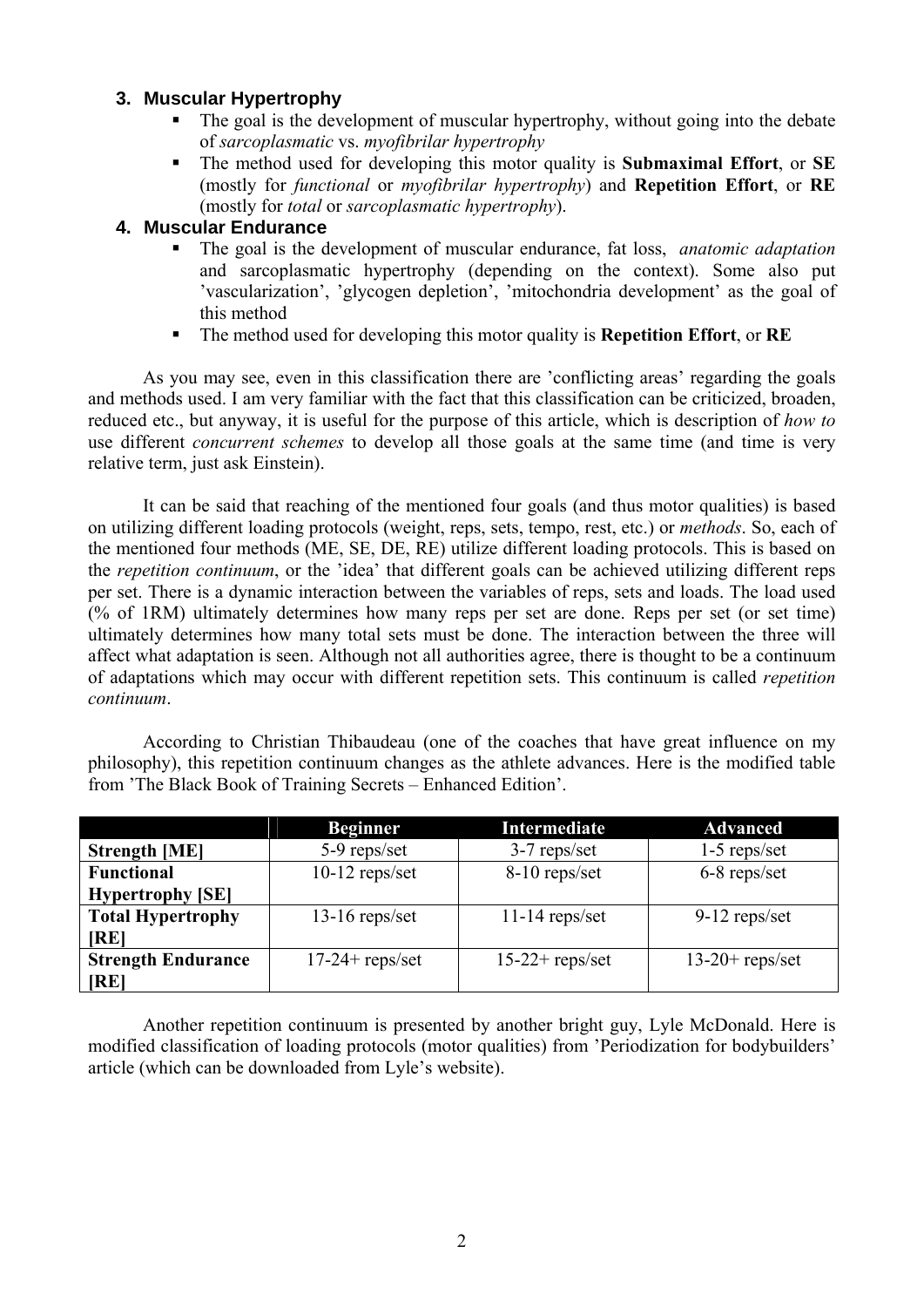### 3. Muscular Hypertrophy

- The goal is the development of muscular hypertrophy, without going into the debate of *sarcoplasmatic* vs. *myofibrilar hypertrophy*
- The method used for developing this motor quality is **Submaximal Effort**, or **SE** (mostly for *functional* or *myofibrilar hypertrophy*) and **Repetition Effort**, or **RE** (mostly for *total* or *sarcoplasmatic hypertrophy*).

### 4. Muscular Endurance

- The goal is the development of muscular endurance, fat loss, *anatomic adaptation* and sarcoplasmatic hypertrophy (depending on the context). Some also put 'vascularization', 'glycogen depletion', 'mitochondria development' as the goal of this method
- The method used for developing this motor quality is **Repetition Effort**, or **RE**

As you may see, even in this classification there are 'conflicting areas' regarding the goals and methods used. I am very familiar with the fact that this classification can be criticized, broaden, reduced etc., but anyway, it is useful for the purpose of this article, which is description of *how to* use different *concurrent schemes* to develop all those goals at the same time (and time is very relative term, just ask Einstein).

It can be said that reaching of the mentioned four goals (and thus motor qualities) is based on utilizing different loading protocols (weight, reps, sets, tempo, rest, etc.) or *methods*. So, each of the mentioned four methods (ME, SE, DE, RE) utilize different loading protocols. This is based on the *repetition continuum*, or the 'idea' that different goals can be achieved utilizing different reps per set. There is a dynamic interaction between the variables of reps, sets and loads. The load used (% of 1RM) ultimately determines how many reps per set are done. Reps per set (or set time) ultimately determines how many total sets must be done. The interaction between the three will affect what adaptation is seen. Although not all authorities agree, there is thought to be a continuum of adaptations which may occur with different repetition sets. This continuum is called *repetition continuum*.

According to Christian Thibaudeau (one of the coaches that have great influence on my philosophy), this repetition continuum changes as the athlete advances. Here is the modified table from 'The Black Book of Training Secrets – Enhanced Edition'.

| | **Beginner** | **Intermediate** | **Advanced** |
|---|---|---|---|
| **Strength [ME]** | 5-9 reps/set | 3-7 reps/set | 1-5 reps/set |
| **Functional Hypertrophy [SE]** | 10-12 reps/set | 8-10 reps/set | 6-8 reps/set |
| **Total Hypertrophy [RE]** | 13-16 reps/set | 11-14 reps/set | 9-12 reps/set |
| **Strength Endurance [RE]** | 17-24+ reps/set | 15-22+ reps/set | 13-20+ reps/set |

Another repetition continuum is presented by another bright guy, Lyle McDonald. Here is modified classification of loading protocols (motor qualities) from 'Periodization for bodybuilders' article (which can be downloaded from Lyle's website).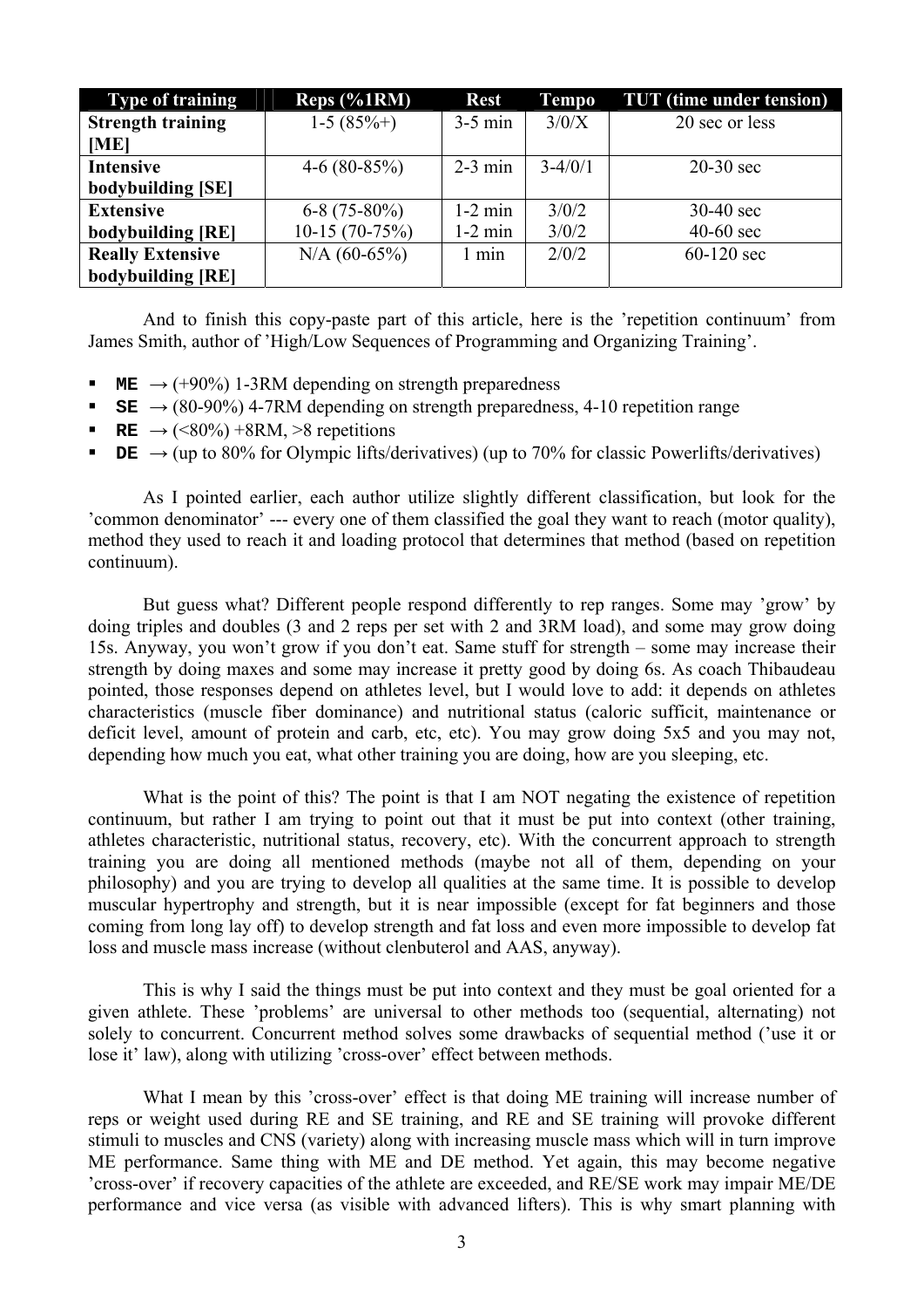| Type of training | Reps (%1RM) | Rest | Tempo | TUT (time under tension) |
|---|---|---|---|---|
| **Strength training [ME]** | 1-5 (85%+) | 3-5 min | 3/0/X | 20 sec or less |
| **Intensive bodybuilding [SE]** | 4-6 (80-85%) | 2-3 min | 3-4/0/1 | 20-30 sec |
| **Extensive bodybuilding [RE]** | 6-8 (75-80%)<br>10-15 (70-75%) | 1-2 min<br>1-2 min | 3/0/2<br>3/0/2 | 30-40 sec<br>40-60 sec |
| **Really Extensive bodybuilding [RE]** | N/A (60-65%) | 1 min | 2/0/2 | 60-120 sec |

And to finish this copy-paste part of this article, here is the 'repetition continuum' from James Smith, author of 'High/Low Sequences of Programming and Organizing Training'.

- **ME** → (+90%) 1-3RM depending on strength preparedness
- **SE** → (80-90%) 4-7RM depending on strength preparedness, 4-10 repetition range
- **RE** → (<80%) +8RM, >8 repetitions
- **DE** → (up to 80% for Olympic lifts/derivatives) (up to 70% for classic Powerlifts/derivatives)

As I pointed earlier, each author utilize slightly different classification, but look for the 'common denominator' --- every one of them classified the goal they want to reach (motor quality), method they used to reach it and loading protocol that determines that method (based on repetition continuum).

But guess what? Different people respond differently to rep ranges. Some may 'grow' by doing triples and doubles (3 and 2 reps per set with 2 and 3RM load), and some may grow doing 15s. Anyway, you won't grow if you don't eat. Same stuff for strength – some may increase their strength by doing maxes and some may increase it pretty good by doing 6s. As coach Thibaudeau pointed, those responses depend on athletes level, but I would love to add: it depends on athletes characteristics (muscle fiber dominance) and nutritional status (caloric sufficit, maintenance or deficit level, amount of protein and carb, etc, etc). You may grow doing 5x5 and you may not, depending how much you eat, what other training you are doing, how are you sleeping, etc.

What is the point of this? The point is that I am NOT negating the existence of repetition continuum, but rather I am trying to point out that it must be put into context (other training, athletes characteristic, nutritional status, recovery, etc). With the concurrent approach to strength training you are doing all mentioned methods (maybe not all of them, depending on your philosophy) and you are trying to develop all qualities at the same time. It is possible to develop muscular hypertrophy and strength, but it is near impossible (except for fat beginners and those coming from long lay off) to develop strength and fat loss and even more impossible to develop fat loss and muscle mass increase (without clenbuterol and AAS, anyway).

This is why I said the things must be put into context and they must be goal oriented for a given athlete. These 'problems' are universal to other methods too (sequential, alternating) not solely to concurrent. Concurrent method solves some drawbacks of sequential method ('use it or lose it' law), along with utilizing 'cross-over' effect between methods.

What I mean by this 'cross-over' effect is that doing ME training will increase number of reps or weight used during RE and SE training, and RE and SE training will provoke different stimuli to muscles and CNS (variety) along with increasing muscle mass which will in turn improve ME performance. Same thing with ME and DE method. Yet again, this may become negative 'cross-over' if recovery capacities of the athlete are exceeded, and RE/SE work may impair ME/DE performance and vice versa (as visible with advanced lifters). This is why smart planning with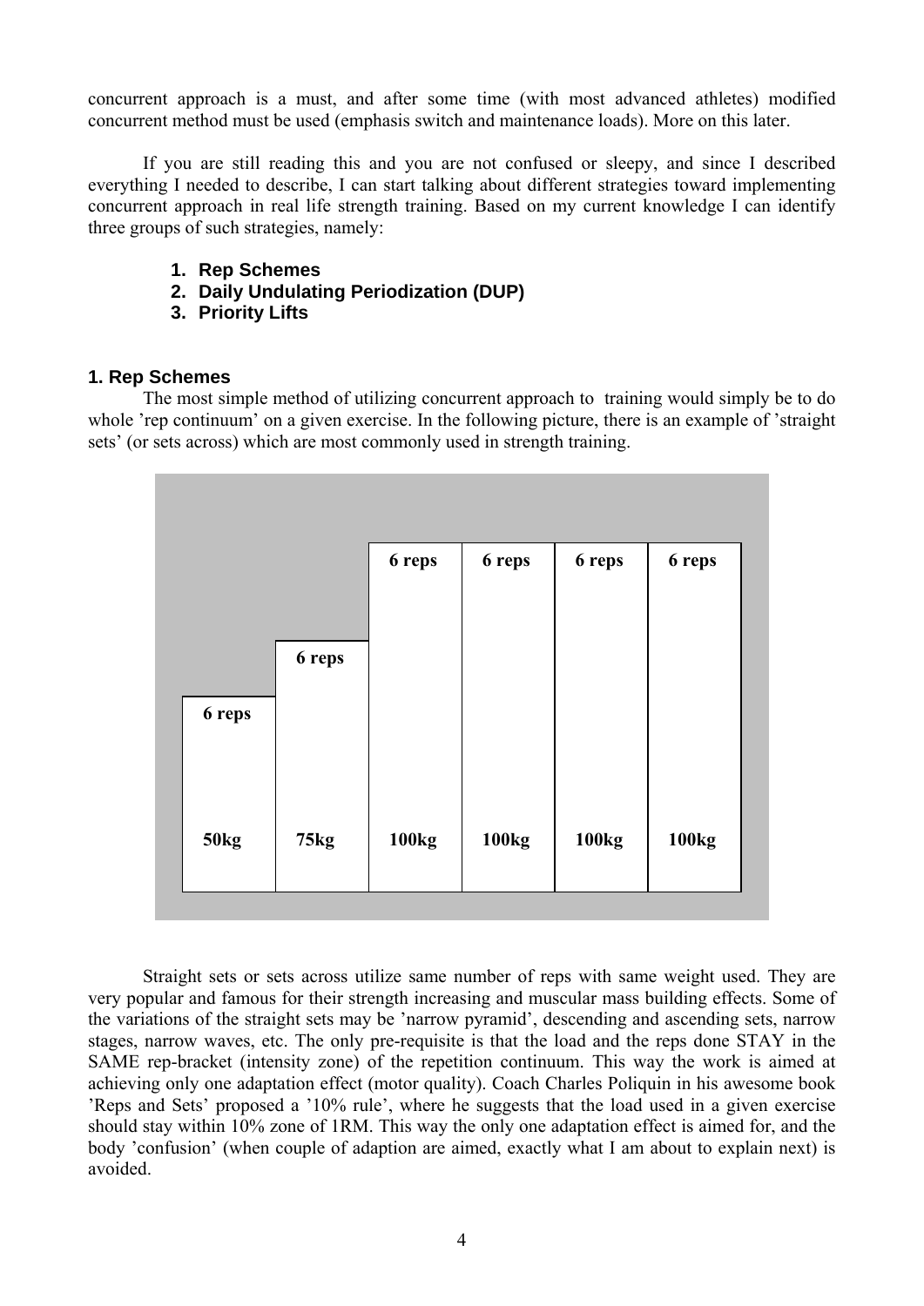concurrent approach is a must, and after some time (with most advanced athletes) modified concurrent method must be used (emphasis switch and maintenance loads). More on this later.

If you are still reading this and you are not confused or sleepy, and since I described everything I needed to describe, I can start talking about different strategies toward implementing concurrent approach in real life strength training. Based on my current knowledge I can identify three groups of such strategies, namely:

1. **Rep Schemes**
2. **Daily Undulating Periodization (DUP)**
3. **Priority Lifts**

### 1. Rep Schemes

The most simple method of utilizing concurrent approach to training would simply be to do whole 'rep continuum' on a given exercise. In the following picture, there is an example of 'straight sets' (or sets across) which are most commonly used in strength training.

| 6 reps | 6 reps | 6 reps | 6 reps | 6 reps | 6 reps |
|---|---|---|---|---|---|
| 50kg | 75kg | 100kg | 100kg | 100kg | 100kg |

Straight sets or sets across utilize same number of reps with same weight used. They are very popular and famous for their strength increasing and muscular mass building effects. Some of the variations of the straight sets may be 'narrow pyramid', descending and ascending sets, narrow stages, narrow waves, etc. The only pre-requisite is that the load and the reps done STAY in the SAME rep-bracket (intensity zone) of the repetition continuum. This way the work is aimed at achieving only one adaptation effect (motor quality). Coach Charles Poliquin in his awesome book 'Reps and Sets' proposed a '10% rule', where he suggests that the load used in a given exercise should stay within 10% zone of 1RM. This way the only one adaptation effect is aimed for, and the body 'confusion' (when couple of adaption are aimed, exactly what I am about to explain next) is avoided.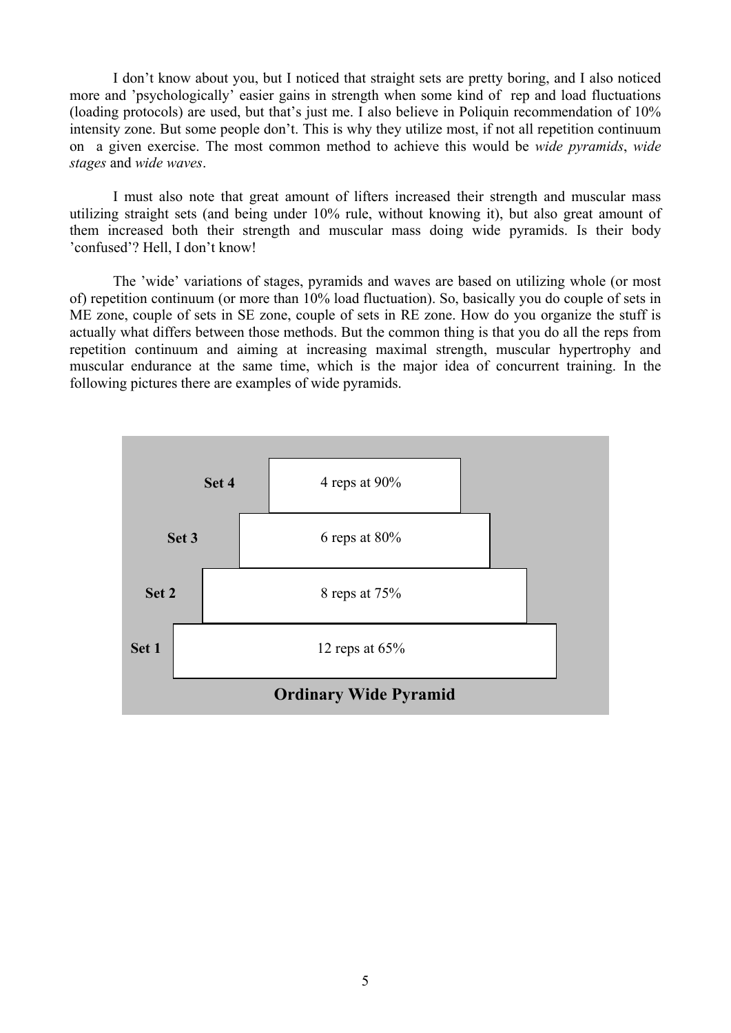I don't know about you, but I noticed that straight sets are pretty boring, and I also noticed more and 'psychologically' easier gains in strength when some kind of rep and load fluctuations (loading protocols) are used, but that's just me. I also believe in Poliquin recommendation of 10% intensity zone. But some people don't. This is why they utilize most, if not all repetition continuum on a given exercise. The most common method to achieve this would be *wide pyramids*, *wide stages* and *wide waves*.

I must also note that great amount of lifters increased their strength and muscular mass utilizing straight sets (and being under 10% rule, without knowing it), but also great amount of them increased both their strength and muscular mass doing wide pyramids. Is their body 'confused'? Hell, I don't know!

The 'wide' variations of stages, pyramids and waves are based on utilizing whole (or most of) repetition continuum (or more than 10% load fluctuation). So, basically you do couple of sets in ME zone, couple of sets in SE zone, couple of sets in RE zone. How do you organize the stuff is actually what differs between those methods. But the common thing is that you do all the reps from repetition continuum and aiming at increasing maximal strength, muscular hypertrophy and muscular endurance at the same time, which is the major idea of concurrent training. In the following pictures there are examples of wide pyramids.

| Set | Load |
| --- | --- |
| **Set 4** | 4 reps at 90% |
| **Set 3** | 6 reps at 80% |
| **Set 2** | 8 reps at 75% |
| **Set 1** | 12 reps at 65% |

**Ordinary Wide Pyramid**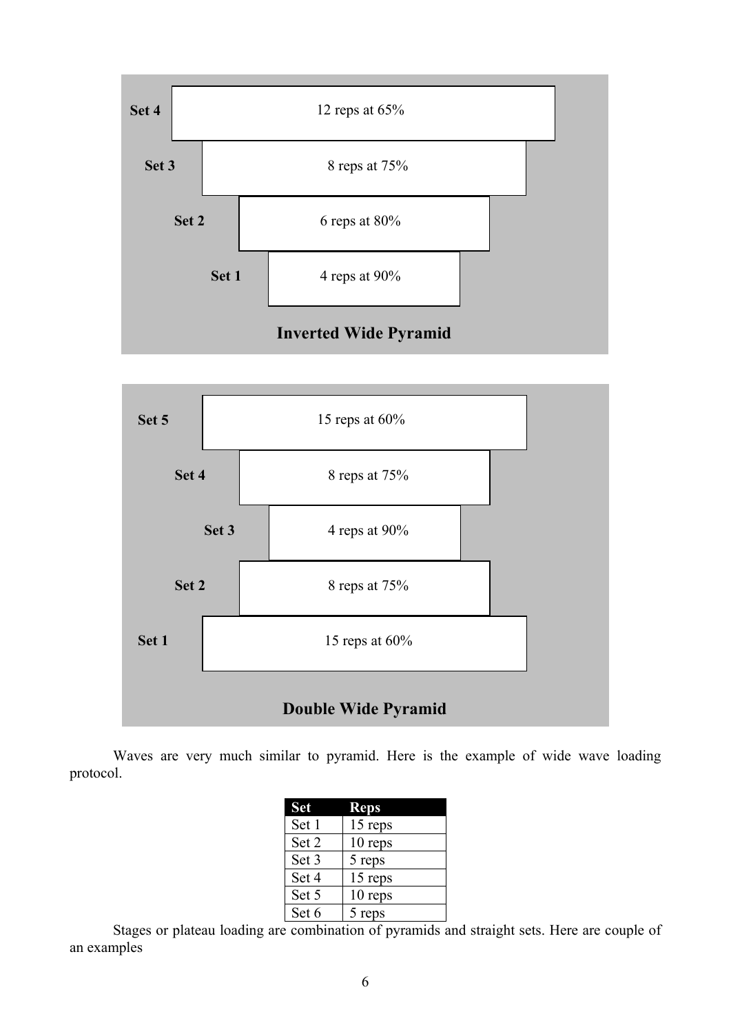| Set | Reps |
|---|---|
| Set 4 | 12 reps at 65% |
| Set 3 | 8 reps at 75% |
| Set 2 | 6 reps at 80% |
| Set 1 | 4 reps at 90% |

**Inverted Wide Pyramid**

| Set | Reps |
|---|---|
| Set 5 | 15 reps at 60% |
| Set 4 | 8 reps at 75% |
| Set 3 | 4 reps at 90% |
| Set 2 | 8 reps at 75% |
| Set 1 | 15 reps at 60% |

**Double Wide Pyramid**

Waves are very much similar to pyramid. Here is the example of wide wave loading protocol.

| Set | Reps |
|---|---|
| Set 1 | 15 reps |
| Set 2 | 10 reps |
| Set 3 | 5 reps |
| Set 4 | 15 reps |
| Set 5 | 10 reps |
| Set 6 | 5 reps |

Stages or plateau loading are combination of pyramids and straight sets. Here are couple of an examples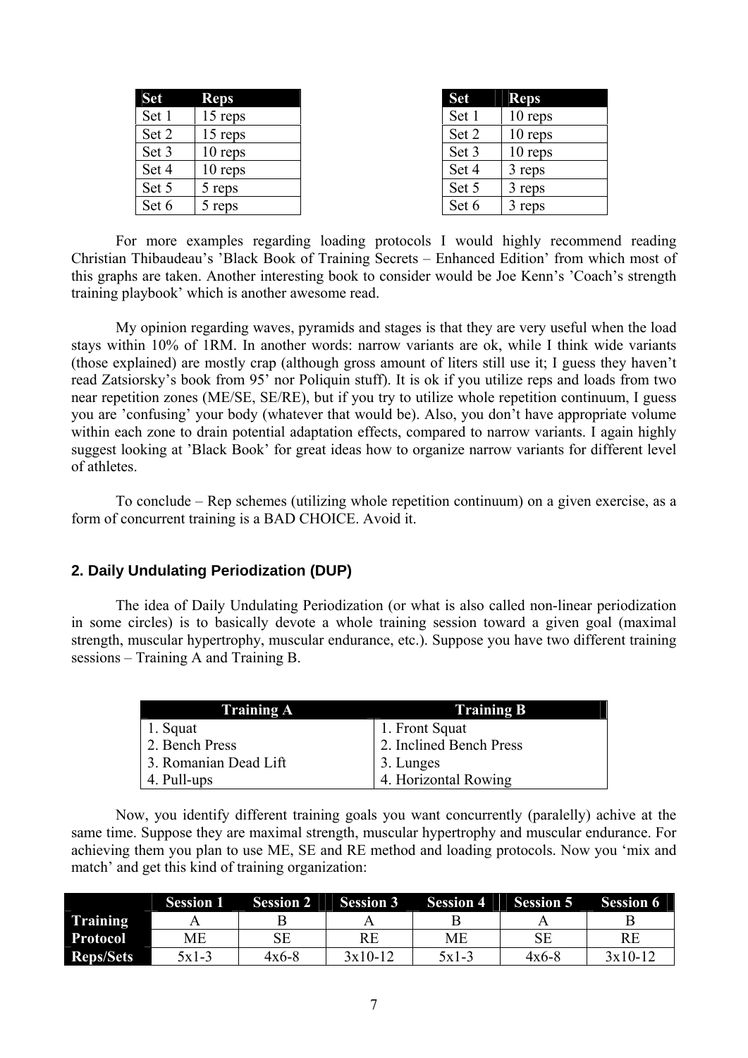| Set | Reps |
|---|---|
| Set 1 | 15 reps |
| Set 2 | 15 reps |
| Set 3 | 10 reps |
| Set 4 | 10 reps |
| Set 5 | 5 reps |
| Set 6 | 5 reps |

| Set | Reps |
|---|---|
| Set 1 | 10 reps |
| Set 2 | 10 reps |
| Set 3 | 10 reps |
| Set 4 | 3 reps |
| Set 5 | 3 reps |
| Set 6 | 3 reps |

For more examples regarding loading protocols I would highly recommend reading Christian Thibaudeau's 'Black Book of Training Secrets – Enhanced Edition' from which most of this graphs are taken. Another interesting book to consider would be Joe Kenn's 'Coach's strength training playbook' which is another awesome read.

My opinion regarding waves, pyramids and stages is that they are very useful when the load stays within 10% of 1RM. In another words: narrow variants are ok, while I think wide variants (those explained) are mostly crap (although gross amount of liters still use it; I guess they haven't read Zatsiorsky's book from 95' nor Poliquin stuff). It is ok if you utilize reps and loads from two near repetition zones (ME/SE, SE/RE), but if you try to utilize whole repetition continuum, I guess you are 'confusing' your body (whatever that would be). Also, you don't have appropriate volume within each zone to drain potential adaptation effects, compared to narrow variants. I again highly suggest looking at 'Black Book' for great ideas how to organize narrow variants for different level of athletes.

To conclude – Rep schemes (utilizing whole repetition continuum) on a given exercise, as a form of concurrent training is a BAD CHOICE. Avoid it.

## 2. Daily Undulating Periodization (DUP)

The idea of Daily Undulating Periodization (or what is also called non-linear periodization in some circles) is to basically devote a whole training session toward a given goal (maximal strength, muscular hypertrophy, muscular endurance, etc.). Suppose you have two different training sessions – Training A and Training B.

| Training A | Training B |
|---|---|
| 1. Squat | 1. Front Squat |
| 2. Bench Press | 2. Inclined Bench Press |
| 3. Romanian Dead Lift | 3. Lunges |
| 4. Pull-ups | 4. Horizontal Rowing |

Now, you identify different training goals you want concurrently (paralelly) achive at the same time. Suppose they are maximal strength, muscular hypertrophy and muscular endurance. For achieving them you plan to use ME, SE and RE method and loading protocols. Now you 'mix and match' and get this kind of training organization:

| | Session 1 | Session 2 | Session 3 | Session 4 | Session 5 | Session 6 |
|---|---|---|---|---|---|---|
| **Training** | A | B | A | B | A | B |
| **Protocol** | ME | SE | RE | ME | SE | RE |
| **Reps/Sets** | 5x1-3 | 4x6-8 | 3x10-12 | 5x1-3 | 4x6-8 | 3x10-12 |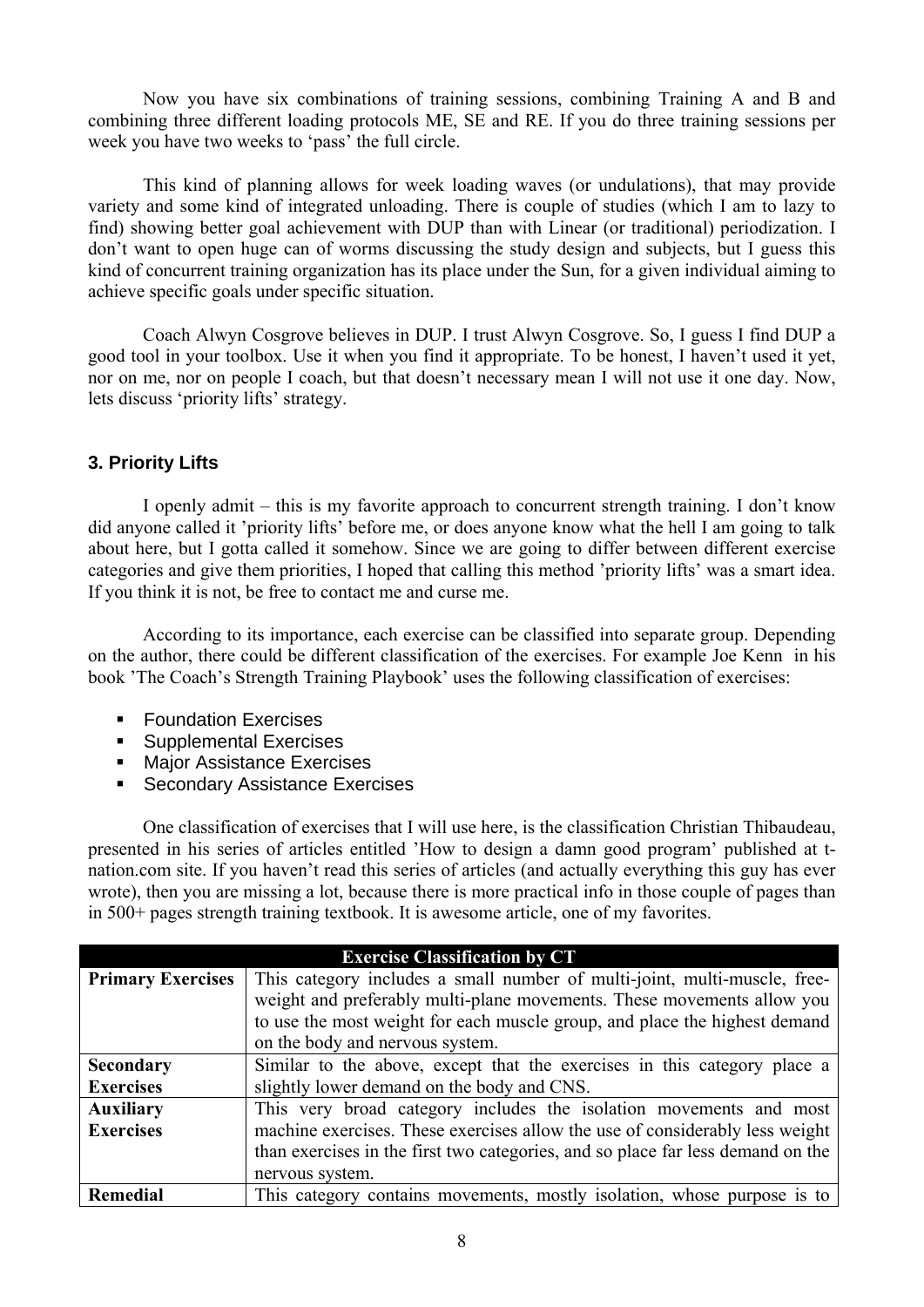Now you have six combinations of training sessions, combining Training A and B and combining three different loading protocols ME, SE and RE. If you do three training sessions per week you have two weeks to 'pass' the full circle.

This kind of planning allows for week loading waves (or undulations), that may provide variety and some kind of integrated unloading. There is couple of studies (which I am to lazy to find) showing better goal achievement with DUP than with Linear (or traditional) periodization. I don't want to open huge can of worms discussing the study design and subjects, but I guess this kind of concurrent training organization has its place under the Sun, for a given individual aiming to achieve specific goals under specific situation.

Coach Alwyn Cosgrove believes in DUP. I trust Alwyn Cosgrove. So, I guess I find DUP a good tool in your toolbox. Use it when you find it appropriate. To be honest, I haven't used it yet, nor on me, nor on people I coach, but that doesn't necessary mean I will not use it one day. Now, lets discuss 'priority lifts' strategy.

### 3. Priority Lifts

I openly admit – this is my favorite approach to concurrent strength training. I don't know did anyone called it 'priority lifts' before me, or does anyone know what the hell I am going to talk about here, but I gotta called it somehow. Since we are going to differ between different exercise categories and give them priorities, I hoped that calling this method 'priority lifts' was a smart idea. If you think it is not, be free to contact me and curse me.

According to its importance, each exercise can be classified into separate group. Depending on the author, there could be different classification of the exercises. For example Joe Kenn in his book 'The Coach's Strength Training Playbook' uses the following classification of exercises:

- Foundation Exercises
- Supplemental Exercises
- Major Assistance Exercises
- Secondary Assistance Exercises

One classification of exercises that I will use here, is the classification Christian Thibaudeau, presented in his series of articles entitled 'How to design a damn good program' published at t-nation.com site. If you haven't read this series of articles (and actually everything this guy has ever wrote), then you are missing a lot, because there is more practical info in those couple of pages than in 500+ pages strength training textbook. It is awesome article, one of my favorites.

| **Exercise Classification by CT** | |
|---|---|
| **Primary Exercises** | This category includes a small number of multi-joint, multi-muscle, free-weight and preferably multi-plane movements. These movements allow you to use the most weight for each muscle group, and place the highest demand on the body and nervous system. |
| **Secondary Exercises** | Similar to the above, except that the exercises in this category place a slightly lower demand on the body and CNS. |
| **Auxiliary Exercises** | This very broad category includes the isolation movements and most machine exercises. These exercises allow the use of considerably less weight than exercises in the first two categories, and so place far less demand on the nervous system. |
| **Remedial** | This category contains movements, mostly isolation, whose purpose is to |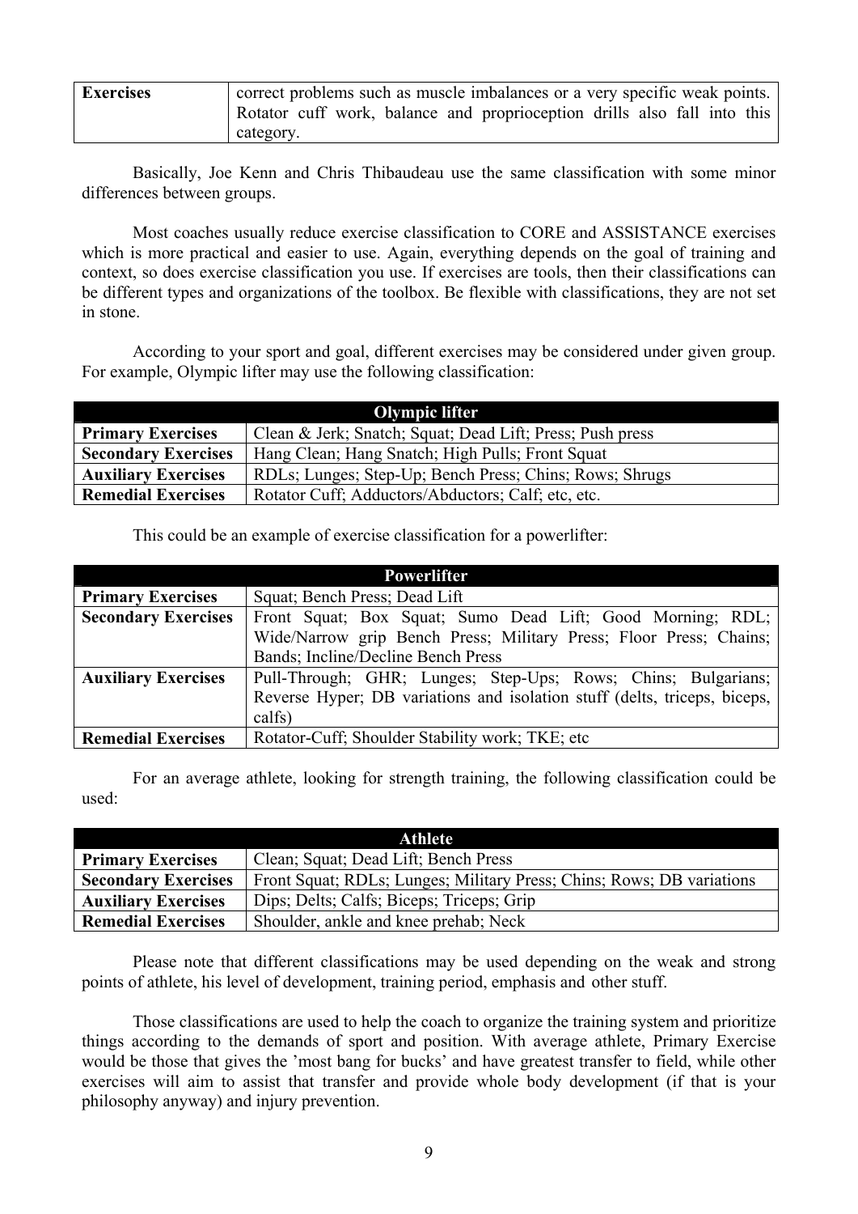| Exercises | correct problems such as muscle imbalances or a very specific weak points. Rotator cuff work, balance and proprioception drills also fall into this category. |
|---|---|

Basically, Joe Kenn and Chris Thibaudeau use the same classification with some minor differences between groups.

Most coaches usually reduce exercise classification to CORE and ASSISTANCE exercises which is more practical and easier to use. Again, everything depends on the goal of training and context, so does exercise classification you use. If exercises are tools, then their classifications can be different types and organizations of the toolbox. Be flexible with classifications, they are not set in stone.

According to your sport and goal, different exercises may be considered under given group. For example, Olympic lifter may use the following classification:

| Olympic lifter | |
|---|---|
| **Primary Exercises** | Clean & Jerk; Snatch; Squat; Dead Lift; Press; Push press |
| **Secondary Exercises** | Hang Clean; Hang Snatch; High Pulls; Front Squat |
| **Auxiliary Exercises** | RDLs; Lunges; Step-Up; Bench Press; Chins; Rows; Shrugs |
| **Remedial Exercises** | Rotator Cuff; Adductors/Abductors; Calf; etc, etc. |

This could be an example of exercise classification for a powerlifter:

| Powerlifter | |
|---|---|
| **Primary Exercises** | Squat; Bench Press; Dead Lift |
| **Secondary Exercises** | Front Squat; Box Squat; Sumo Dead Lift; Good Morning; RDL; Wide/Narrow grip Bench Press; Military Press; Floor Press; Chains; Bands; Incline/Decline Bench Press |
| **Auxiliary Exercises** | Pull-Through; GHR; Lunges; Step-Ups; Rows; Chins; Bulgarians; Reverse Hyper; DB variations and isolation stuff (delts, triceps, biceps, calfs) |
| **Remedial Exercises** | Rotator-Cuff; Shoulder Stability work; TKE; etc |

For an average athlete, looking for strength training, the following classification could be used:

| Athlete | |
|---|---|
| **Primary Exercises** | Clean; Squat; Dead Lift; Bench Press |
| **Secondary Exercises** | Front Squat; RDLs; Lunges; Military Press; Chins; Rows; DB variations |
| **Auxiliary Exercises** | Dips; Delts; Calfs; Biceps; Triceps; Grip |
| **Remedial Exercises** | Shoulder, ankle and knee prehab; Neck |

Please note that different classifications may be used depending on the weak and strong points of athlete, his level of development, training period, emphasis and other stuff.

Those classifications are used to help the coach to organize the training system and prioritize things according to the demands of sport and position. With average athlete, Primary Exercise would be those that gives the 'most bang for bucks' and have greatest transfer to field, while other exercises will aim to assist that transfer and provide whole body development (if that is your philosophy anyway) and injury prevention.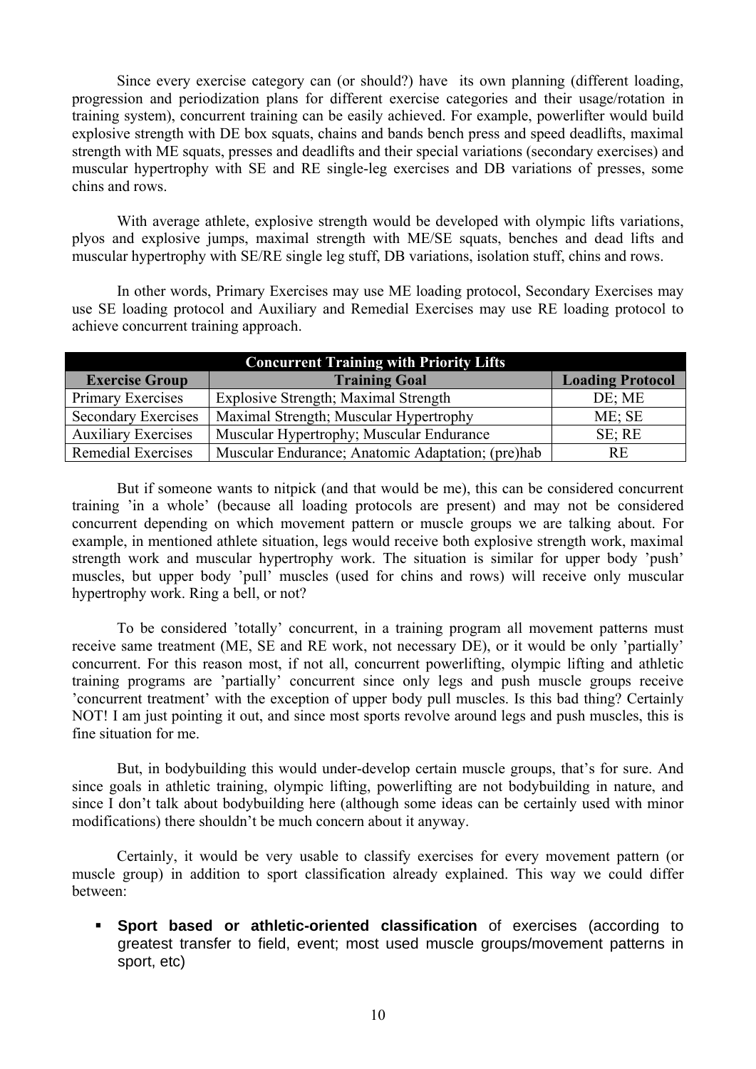Since every exercise category can (or should?) have its own planning (different loading, progression and periodization plans for different exercise categories and their usage/rotation in training system), concurrent training can be easily achieved. For example, powerlifter would build explosive strength with DE box squats, chains and bands bench press and speed deadlifts, maximal strength with ME squats, presses and deadlifts and their special variations (secondary exercises) and muscular hypertrophy with SE and RE single-leg exercises and DB variations of presses, some chins and rows.

With average athlete, explosive strength would be developed with olympic lifts variations, plyos and explosive jumps, maximal strength with ME/SE squats, benches and dead lifts and muscular hypertrophy with SE/RE single leg stuff, DB variations, isolation stuff, chins and rows.

In other words, Primary Exercises may use ME loading protocol, Secondary Exercises may use SE loading protocol and Auxiliary and Remedial Exercises may use RE loading protocol to achieve concurrent training approach.

| Concurrent Training with Priority Lifts | | |
|---|---|---|
| **Exercise Group** | **Training Goal** | **Loading Protocol** |
| Primary Exercises | Explosive Strength; Maximal Strength | DE; ME |
| Secondary Exercises | Maximal Strength; Muscular Hypertrophy | ME; SE |
| Auxiliary Exercises | Muscular Hypertrophy; Muscular Endurance | SE; RE |
| Remedial Exercises | Muscular Endurance; Anatomic Adaptation; (pre)hab | RE |

But if someone wants to nitpick (and that would be me), this can be considered concurrent training 'in a whole' (because all loading protocols are present) and may not be considered concurrent depending on which movement pattern or muscle groups we are talking about. For example, in mentioned athlete situation, legs would receive both explosive strength work, maximal strength work and muscular hypertrophy work. The situation is similar for upper body 'push' muscles, but upper body 'pull' muscles (used for chins and rows) will receive only muscular hypertrophy work. Ring a bell, or not?

To be considered 'totally' concurrent, in a training program all movement patterns must receive same treatment (ME, SE and RE work, not necessary DE), or it would be only 'partially' concurrent. For this reason most, if not all, concurrent powerlifting, olympic lifting and athletic training programs are 'partially' concurrent since only legs and push muscle groups receive 'concurrent treatment' with the exception of upper body pull muscles. Is this bad thing? Certainly NOT! I am just pointing it out, and since most sports revolve around legs and push muscles, this is fine situation for me.

But, in bodybuilding this would under-develop certain muscle groups, that's for sure. And since goals in athletic training, olympic lifting, powerlifting are not bodybuilding in nature, and since I don't talk about bodybuilding here (although some ideas can be certainly used with minor modifications) there shouldn't be much concern about it anyway.

Certainly, it would be very usable to classify exercises for every movement pattern (or muscle group) in addition to sport classification already explained. This way we could differ between:

- **Sport based or athletic-oriented classification** of exercises (according to greatest transfer to field, event; most used muscle groups/movement patterns in sport, etc)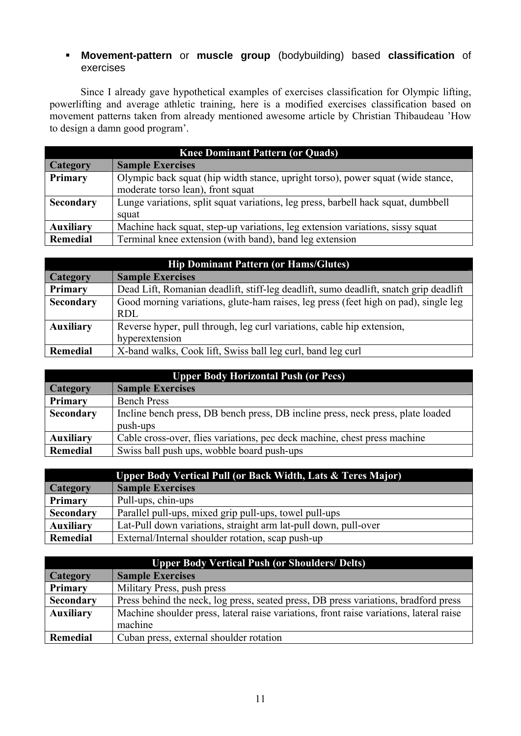- **Movement-pattern** or **muscle group** (bodybuilding) based **classification** of exercises

Since I already gave hypothetical examples of exercises classification for Olympic lifting, powerlifting and average athletic training, here is a modified exercises classification based on movement patterns taken from already mentioned awesome article by Christian Thibaudeau 'How to design a damn good program'.

| **Knee Dominant Pattern (or Quads)** | |
|---|---|
| **Category** | **Sample Exercises** |
| **Primary** | Olympic back squat (hip width stance, upright torso), power squat (wide stance, moderate torso lean), front squat |
| **Secondary** | Lunge variations, split squat variations, leg press, barbell hack squat, dumbbell squat |
| **Auxiliary** | Machine hack squat, step-up variations, leg extension variations, sissy squat |
| **Remedial** | Terminal knee extension (with band), band leg extension |

| **Hip Dominant Pattern (or Hams/Glutes)** | |
|---|---|
| **Category** | **Sample Exercises** |
| **Primary** | Dead Lift, Romanian deadlift, stiff-leg deadlift, sumo deadlift, snatch grip deadlift |
| **Secondary** | Good morning variations, glute-ham raises, leg press (feet high on pad), single leg RDL |
| **Auxiliary** | Reverse hyper, pull through, leg curl variations, cable hip extension, hyperextension |
| **Remedial** | X-band walks, Cook lift, Swiss ball leg curl, band leg curl |

| **Upper Body Horizontal Push (or Pecs)** | |
|---|---|
| **Category** | **Sample Exercises** |
| **Primary** | Bench Press |
| **Secondary** | Incline bench press, DB bench press, DB incline press, neck press, plate loaded push-ups |
| **Auxiliary** | Cable cross-over, flies variations, pec deck machine, chest press machine |
| **Remedial** | Swiss ball push ups, wobble board push-ups |

| **Upper Body Vertical Pull (or Back Width, Lats & Teres Major)** | |
|---|---|
| **Category** | **Sample Exercises** |
| **Primary** | Pull-ups, chin-ups |
| **Secondary** | Parallel pull-ups, mixed grip pull-ups, towel pull-ups |
| **Auxiliary** | Lat-Pull down variations, straight arm lat-pull down, pull-over |
| **Remedial** | External/Internal shoulder rotation, scap push-up |

| **Upper Body Vertical Push (or Shoulders/ Delts)** | |
|---|---|
| **Category** | **Sample Exercises** |
| **Primary** | Military Press, push press |
| **Secondary** | Press behind the neck, log press, seated press, DB press variations, bradford press |
| **Auxiliary** | Machine shoulder press, lateral raise variations, front raise variations, lateral raise machine |
| **Remedial** | Cuban press, external shoulder rotation |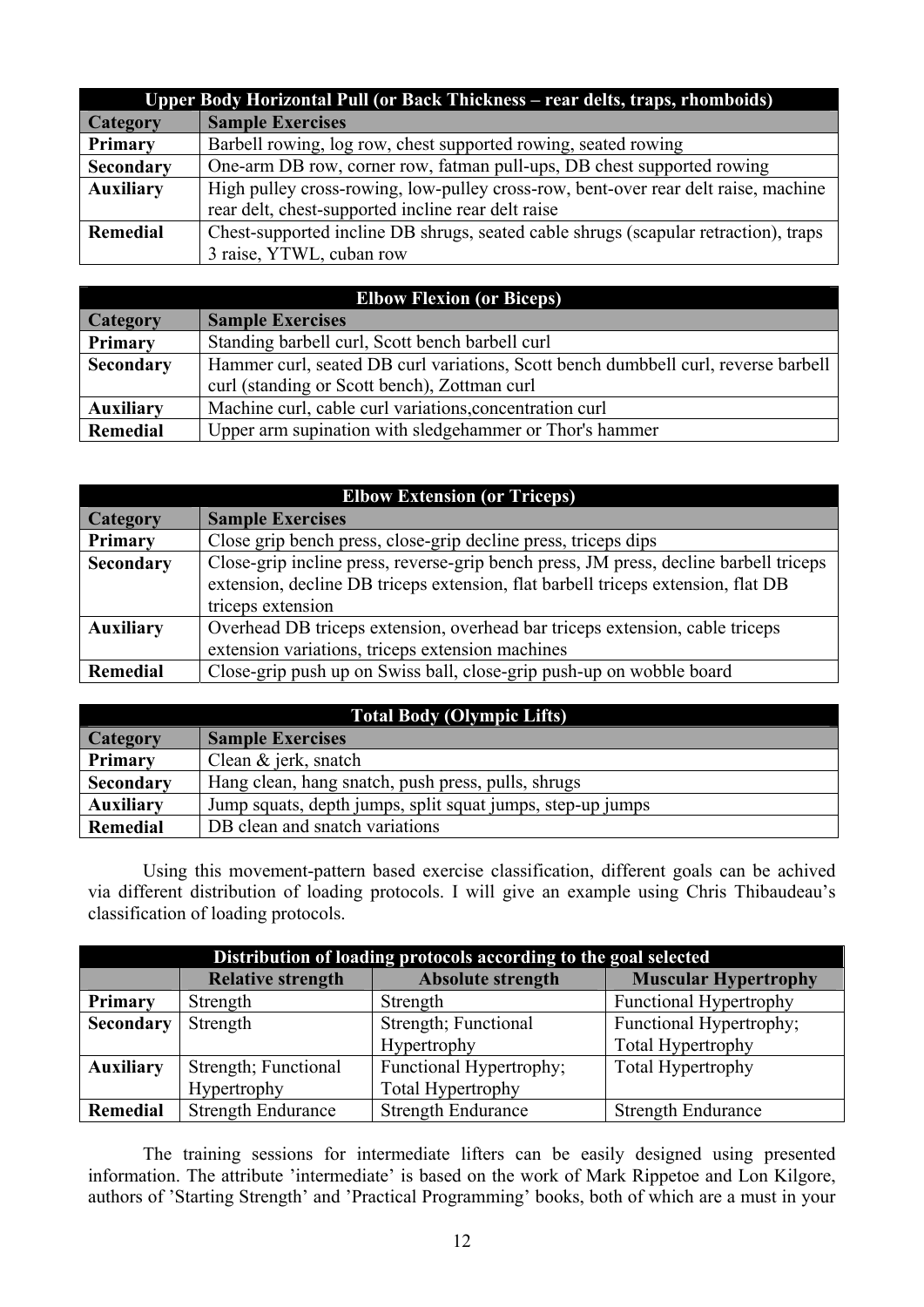| Upper Body Horizontal Pull (or Back Thickness – rear delts, traps, rhomboids) | |
|---|---|
| **Category** | **Sample Exercises** |
| **Primary** | Barbell rowing, log row, chest supported rowing, seated rowing |
| **Secondary** | One-arm DB row, corner row, fatman pull-ups, DB chest supported rowing |
| **Auxiliary** | High pulley cross-rowing, low-pulley cross-row, bent-over rear delt raise, machine rear delt, chest-supported incline rear delt raise |
| **Remedial** | Chest-supported incline DB shrugs, seated cable shrugs (scapular retraction), traps 3 raise, YTWL, cuban row |

| Elbow Flexion (or Biceps) | |
|---|---|
| **Category** | **Sample Exercises** |
| **Primary** | Standing barbell curl, Scott bench barbell curl |
| **Secondary** | Hammer curl, seated DB curl variations, Scott bench dumbbell curl, reverse barbell curl (standing or Scott bench), Zottman curl |
| **Auxiliary** | Machine curl, cable curl variations,concentration curl |
| **Remedial** | Upper arm supination with sledgehammer or Thor's hammer |

| Elbow Extension (or Triceps) | |
|---|---|
| **Category** | **Sample Exercises** |
| **Primary** | Close grip bench press, close-grip decline press, triceps dips |
| **Secondary** | Close-grip incline press, reverse-grip bench press, JM press, decline barbell triceps extension, decline DB triceps extension, flat barbell triceps extension, flat DB triceps extension |
| **Auxiliary** | Overhead DB triceps extension, overhead bar triceps extension, cable triceps extension variations, triceps extension machines |
| **Remedial** | Close-grip push up on Swiss ball, close-grip push-up on wobble board |

| Total Body (Olympic Lifts) | |
|---|---|
| **Category** | **Sample Exercises** |
| **Primary** | Clean & jerk, snatch |
| **Secondary** | Hang clean, hang snatch, push press, pulls, shrugs |
| **Auxiliary** | Jump squats, depth jumps, split squat jumps, step-up jumps |
| **Remedial** | DB clean and snatch variations |

Using this movement-pattern based exercise classification, different goals can be achived via different distribution of loading protocols. I will give an example using Chris Thibaudeau's classification of loading protocols.

| Distribution of loading protocols according to the goal selected | | | |
|---|---|---|---|
| | **Relative strength** | **Absolute strength** | **Muscular Hypertrophy** |
| **Primary** | Strength | Strength | Functional Hypertrophy |
| **Secondary** | Strength | Strength; Functional Hypertrophy | Functional Hypertrophy; Total Hypertrophy |
| **Auxiliary** | Strength; Functional Hypertrophy | Functional Hypertrophy; Total Hypertrophy | Total Hypertrophy |
| **Remedial** | Strength Endurance | Strength Endurance | Strength Endurance |

The training sessions for intermediate lifters can be easily designed using presented information. The attribute 'intermediate' is based on the work of Mark Rippetoe and Lon Kilgore, authors of 'Starting Strength' and 'Practical Programming' books, both of which are a must in your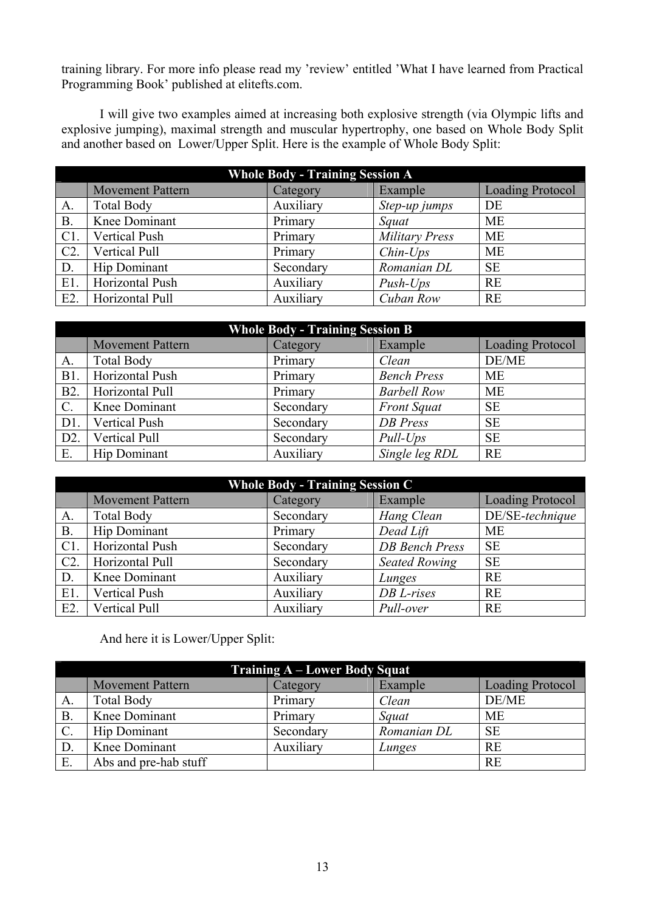training library. For more info please read my 'review' entitled 'What I have learned from Practical Programming Book' published at elitefts.com.

I will give two examples aimed at increasing both explosive strength (via Olympic lifts and explosive jumping), maximal strength and muscular hypertrophy, one based on Whole Body Split and another based on Lower/Upper Split. Here is the example of Whole Body Split:

| **Whole Body - Training Session A** | | | | |
|---|---|---|---|---|
| | Movement Pattern | Category | Example | Loading Protocol |
| A. | Total Body | Auxiliary | *Step-up jumps* | DE |
| B. | Knee Dominant | Primary | *Squat* | ME |
| C1. | Vertical Push | Primary | *Military Press* | ME |
| C2. | Vertical Pull | Primary | *Chin-Ups* | ME |
| D. | Hip Dominant | Secondary | *Romanian DL* | SE |
| E1. | Horizontal Push | Auxiliary | *Push-Ups* | RE |
| E2. | Horizontal Pull | Auxiliary | *Cuban Row* | RE |

| **Whole Body - Training Session B** | | | | |
|---|---|---|---|---|
| | Movement Pattern | Category | Example | Loading Protocol |
| A. | Total Body | Primary | *Clean* | DE/ME |
| B1. | Horizontal Push | Primary | *Bench Press* | ME |
| B2. | Horizontal Pull | Primary | *Barbell Row* | ME |
| C. | Knee Dominant | Secondary | *Front Squat* | SE |
| D1. | Vertical Push | Secondary | *DB Press* | SE |
| D2. | Vertical Pull | Secondary | *Pull-Ups* | SE |
| E. | Hip Dominant | Auxiliary | *Single leg RDL* | RE |

| **Whole Body - Training Session C** | | | | |
|---|---|---|---|---|
| | Movement Pattern | Category | Example | Loading Protocol |
| A. | Total Body | Secondary | *Hang Clean* | DE/SE-*technique* |
| B. | Hip Dominant | Primary | *Dead Lift* | ME |
| C1. | Horizontal Push | Secondary | *DB Bench Press* | SE |
| C2. | Horizontal Pull | Secondary | *Seated Rowing* | SE |
| D. | Knee Dominant | Auxiliary | *Lunges* | RE |
| E1. | Vertical Push | Auxiliary | *DB L-rises* | RE |
| E2. | Vertical Pull | Auxiliary | *Pull-over* | RE |

And here it is Lower/Upper Split:

| **Training A – Lower Body Squat** | | | | |
|---|---|---|---|---|
| | Movement Pattern | Category | Example | Loading Protocol |
| A. | Total Body | Primary | *Clean* | DE/ME |
| B. | Knee Dominant | Primary | *Squat* | ME |
| C. | Hip Dominant | Secondary | *Romanian DL* | SE |
| D. | Knee Dominant | Auxiliary | *Lunges* | RE |
| E. | Abs and pre-hab stuff | | | RE |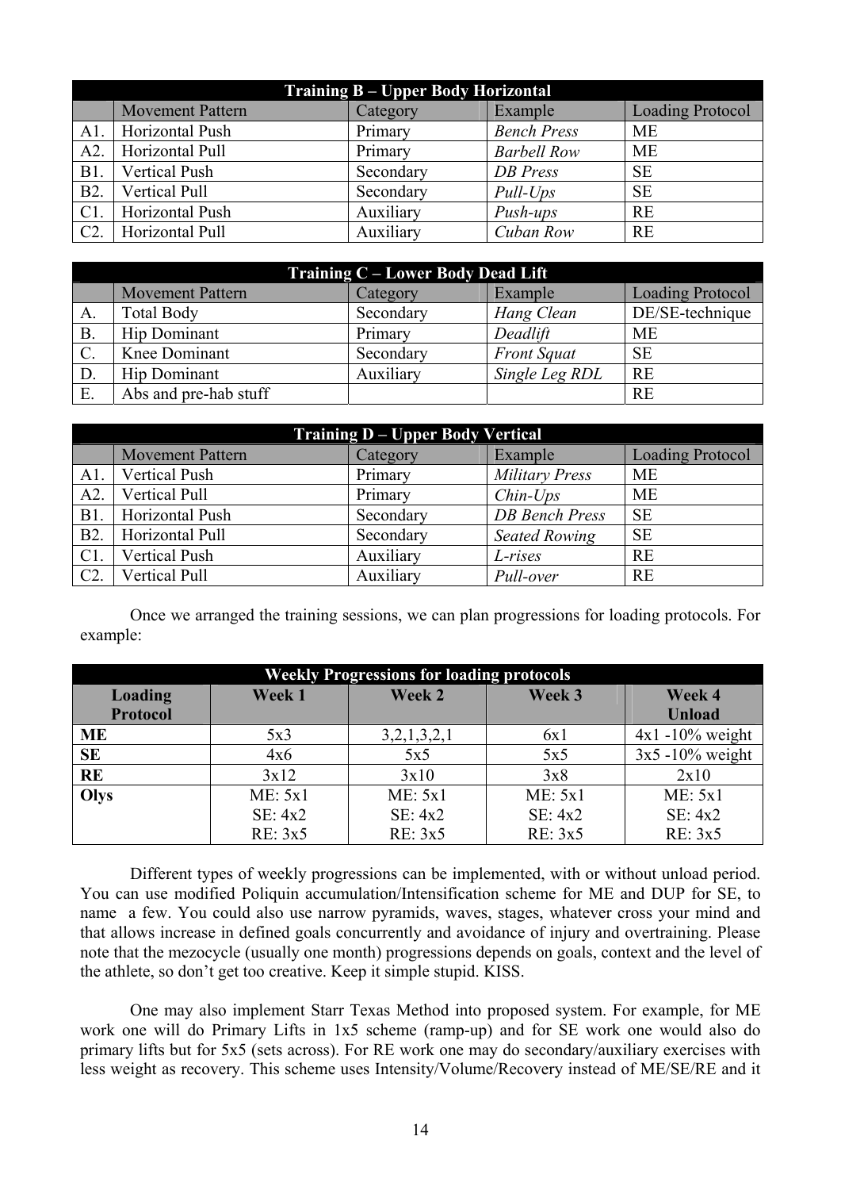| Training B – Upper Body Horizontal | | | | |
|---|---|---|---|---|
| | Movement Pattern | Category | Example | Loading Protocol |
| A1. | Horizontal Push | Primary | *Bench Press* | ME |
| A2. | Horizontal Pull | Primary | *Barbell Row* | ME |
| B1. | Vertical Push | Secondary | *DB Press* | SE |
| B2. | Vertical Pull | Secondary | *Pull-Ups* | SE |
| C1. | Horizontal Push | Auxiliary | *Push-ups* | RE |
| C2. | Horizontal Pull | Auxiliary | *Cuban Row* | RE |

| Training C – Lower Body Dead Lift | | | | |
|---|---|---|---|---|
| | Movement Pattern | Category | Example | Loading Protocol |
| A. | Total Body | Secondary | *Hang Clean* | DE/SE-technique |
| B. | Hip Dominant | Primary | *Deadlift* | ME |
| C. | Knee Dominant | Secondary | *Front Squat* | SE |
| D. | Hip Dominant | Auxiliary | *Single Leg RDL* | RE |
| E. | Abs and pre-hab stuff | | | RE |

| Training D – Upper Body Vertical | | | | |
|---|---|---|---|---|
| | Movement Pattern | Category | Example | Loading Protocol |
| A1. | Vertical Push | Primary | *Military Press* | ME |
| A2. | Vertical Pull | Primary | *Chin-Ups* | ME |
| B1. | Horizontal Push | Secondary | *DB Bench Press* | SE |
| B2. | Horizontal Pull | Secondary | *Seated Rowing* | SE |
| C1. | Vertical Push | Auxiliary | *L-rises* | RE |
| C2. | Vertical Pull | Auxiliary | *Pull-over* | RE |

Once we arranged the training sessions, we can plan progressions for loading protocols. For example:

| Weekly Progressions for loading protocols | | | | |
|---|---|---|---|---|
| **Loading Protocol** | **Week 1** | **Week 2** | **Week 3** | **Week 4 Unload** |
| **ME** | 5x3 | 3,2,1,3,2,1 | 6x1 | 4x1 -10% weight |
| **SE** | 4x6 | 5x5 | 5x5 | 3x5 -10% weight |
| **RE** | 3x12 | 3x10 | 3x8 | 2x10 |
| **Olys** | ME: 5x1<br>SE: 4x2<br>RE: 3x5 | ME: 5x1<br>SE: 4x2<br>RE: 3x5 | ME: 5x1<br>SE: 4x2<br>RE: 3x5 | ME: 5x1<br>SE: 4x2<br>RE: 3x5 |

Different types of weekly progressions can be implemented, with or without unload period. You can use modified Poliquin accumulation/Intensification scheme for ME and DUP for SE, to name a few. You could also use narrow pyramids, waves, stages, whatever cross your mind and that allows increase in defined goals concurrently and avoidance of injury and overtraining. Please note that the mezocycle (usually one month) progressions depends on goals, context and the level of the athlete, so don't get too creative. Keep it simple stupid. KISS.

One may also implement Starr Texas Method into proposed system. For example, for ME work one will do Primary Lifts in 1x5 scheme (ramp-up) and for SE work one would also do primary lifts but for 5x5 (sets across). For RE work one may do secondary/auxiliary exercises with less weight as recovery. This scheme uses Intensity/Volume/Recovery instead of ME/SE/RE and it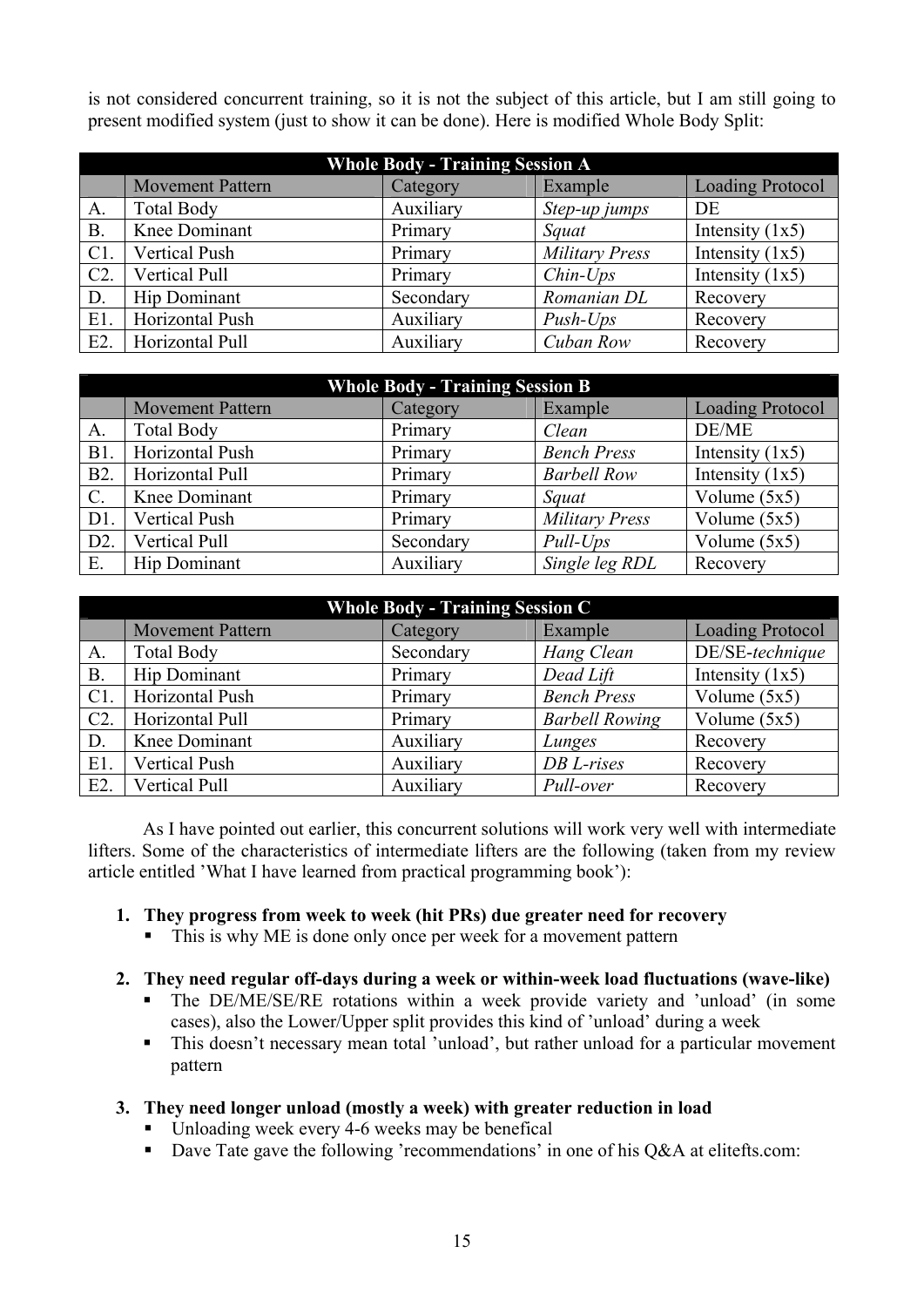is not considered concurrent training, so it is not the subject of this article, but I am still going to present modified system (just to show it can be done). Here is modified Whole Body Split:

| Whole Body - Training Session A | | | | |
|---|---|---|---|---|
| | Movement Pattern | Category | Example | Loading Protocol |
| A. | Total Body | Auxiliary | *Step-up jumps* | DE |
| B. | Knee Dominant | Primary | *Squat* | Intensity (1x5) |
| C1. | Vertical Push | Primary | *Military Press* | Intensity (1x5) |
| C2. | Vertical Pull | Primary | *Chin-Ups* | Intensity (1x5) |
| D. | Hip Dominant | Secondary | *Romanian DL* | Recovery |
| E1. | Horizontal Push | Auxiliary | *Push-Ups* | Recovery |
| E2. | Horizontal Pull | Auxiliary | *Cuban Row* | Recovery |

| Whole Body - Training Session B | | | | |
|---|---|---|---|---|
| | Movement Pattern | Category | Example | Loading Protocol |
| A. | Total Body | Primary | *Clean* | DE/ME |
| B1. | Horizontal Push | Primary | *Bench Press* | Intensity (1x5) |
| B2. | Horizontal Pull | Primary | *Barbell Row* | Intensity (1x5) |
| C. | Knee Dominant | Primary | *Squat* | Volume (5x5) |
| D1. | Vertical Push | Primary | *Military Press* | Volume (5x5) |
| D2. | Vertical Pull | Secondary | *Pull-Ups* | Volume (5x5) |
| E. | Hip Dominant | Auxiliary | *Single leg RDL* | Recovery |

| Whole Body - Training Session C | | | | |
|---|---|---|---|---|
| | Movement Pattern | Category | Example | Loading Protocol |
| A. | Total Body | Secondary | *Hang Clean* | DE/SE-*technique* |
| B. | Hip Dominant | Primary | *Dead Lift* | Intensity (1x5) |
| C1. | Horizontal Push | Primary | *Bench Press* | Volume (5x5) |
| C2. | Horizontal Pull | Primary | *Barbell Rowing* | Volume (5x5) |
| D. | Knee Dominant | Auxiliary | *Lunges* | Recovery |
| E1. | Vertical Push | Auxiliary | *DB L-rises* | Recovery |
| E2. | Vertical Pull | Auxiliary | *Pull-over* | Recovery |

As I have pointed out earlier, this concurrent solutions will work very well with intermediate lifters. Some of the characteristics of intermediate lifters are the following (taken from my review article entitled 'What I have learned from practical programming book'):

1. **They progress from week to week (hit PRs) due greater need for recovery**
   - This is why ME is done only once per week for a movement pattern

2. **They need regular off-days during a week or within-week load fluctuations (wave-like)**
   - The DE/ME/SE/RE rotations within a week provide variety and 'unload' (in some cases), also the Lower/Upper split provides this kind of 'unload' during a week
   - This doesn't necessary mean total 'unload', but rather unload for a particular movement pattern

3. **They need longer unload (mostly a week) with greater reduction in load**
   - Unloading week every 4-6 weeks may be benefical
   - Dave Tate gave the following 'recommendations' in one of his Q&A at elitefts.com: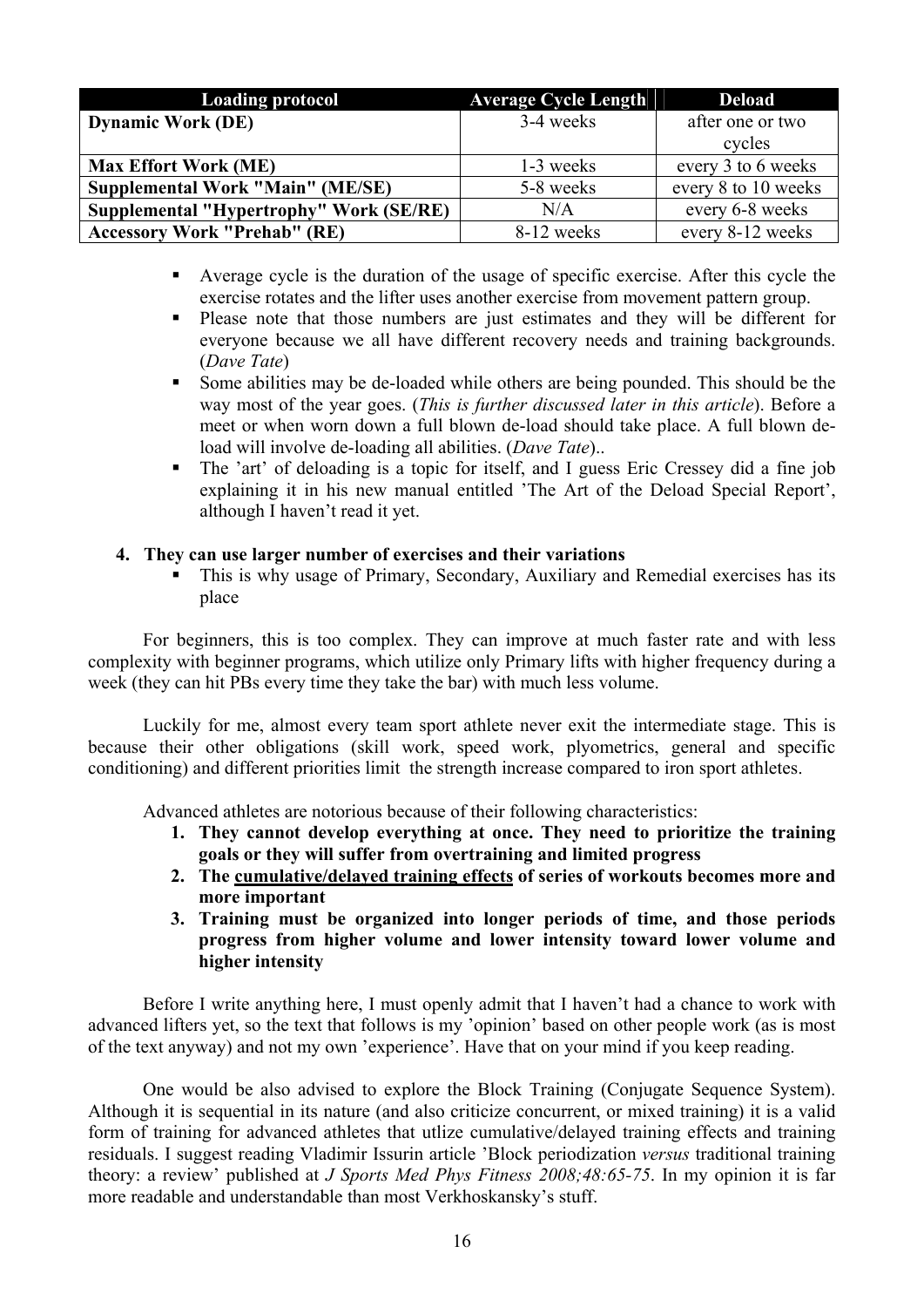| Loading protocol | Average Cycle Length | Deload |
|---|---|---|
| **Dynamic Work (DE)** | 3-4 weeks | after one or two cycles |
| **Max Effort Work (ME)** | 1-3 weeks | every 3 to 6 weeks |
| **Supplemental Work "Main" (ME/SE)** | 5-8 weeks | every 8 to 10 weeks |
| **Supplemental "Hypertrophy" Work (SE/RE)** | N/A | every 6-8 weeks |
| **Accessory Work "Prehab" (RE)** | 8-12 weeks | every 8-12 weeks |

- Average cycle is the duration of the usage of specific exercise. After this cycle the exercise rotates and the lifter uses another exercise from movement pattern group.
- Please note that those numbers are just estimates and they will be different for everyone because we all have different recovery needs and training backgrounds. (*Dave Tate*)
- Some abilities may be de-loaded while others are being pounded. This should be the way most of the year goes. (*This is further discussed later in this article*). Before a meet or when worn down a full blown de-load should take place. A full blown de-load will involve de-loading all abilities. (*Dave Tate*)..
- The 'art' of deloading is a topic for itself, and I guess Eric Cressey did a fine job explaining it in his new manual entitled 'The Art of the Deload Special Report', although I haven't read it yet.

4. **They can use larger number of exercises and their variations**
   - This is why usage of Primary, Secondary, Auxiliary and Remedial exercises has its place

For beginners, this is too complex. They can improve at much faster rate and with less complexity with beginner programs, which utilize only Primary lifts with higher frequency during a week (they can hit PBs every time they take the bar) with much less volume.

Luckily for me, almost every team sport athlete never exit the intermediate stage. This is because their other obligations (skill work, speed work, plyometrics, general and specific conditioning) and different priorities limit the strength increase compared to iron sport athletes.

Advanced athletes are notorious because of their following characteristics:

1. **They cannot develop everything at once. They need to prioritize the training goals or they will suffer from overtraining and limited progress**
2. **The <u>cumulative/delayed training effects</u> of series of workouts becomes more and more important**
3. **Training must be organized into longer periods of time, and those periods progress from higher volume and lower intensity toward lower volume and higher intensity**

Before I write anything here, I must openly admit that I haven't had a chance to work with advanced lifters yet, so the text that follows is my 'opinion' based on other people work (as is most of the text anyway) and not my own 'experience'. Have that on your mind if you keep reading.

One would be also advised to explore the Block Training (Conjugate Sequence System). Although it is sequential in its nature (and also criticize concurrent, or mixed training) it is a valid form of training for advanced athletes that utlize cumulative/delayed training effects and training residuals. I suggest reading Vladimir Issurin article 'Block periodization *versus* traditional training theory: a review' published at *J Sports Med Phys Fitness 2008;48:65-75*. In my opinion it is far more readable and understandable than most Verkhoskansky's stuff.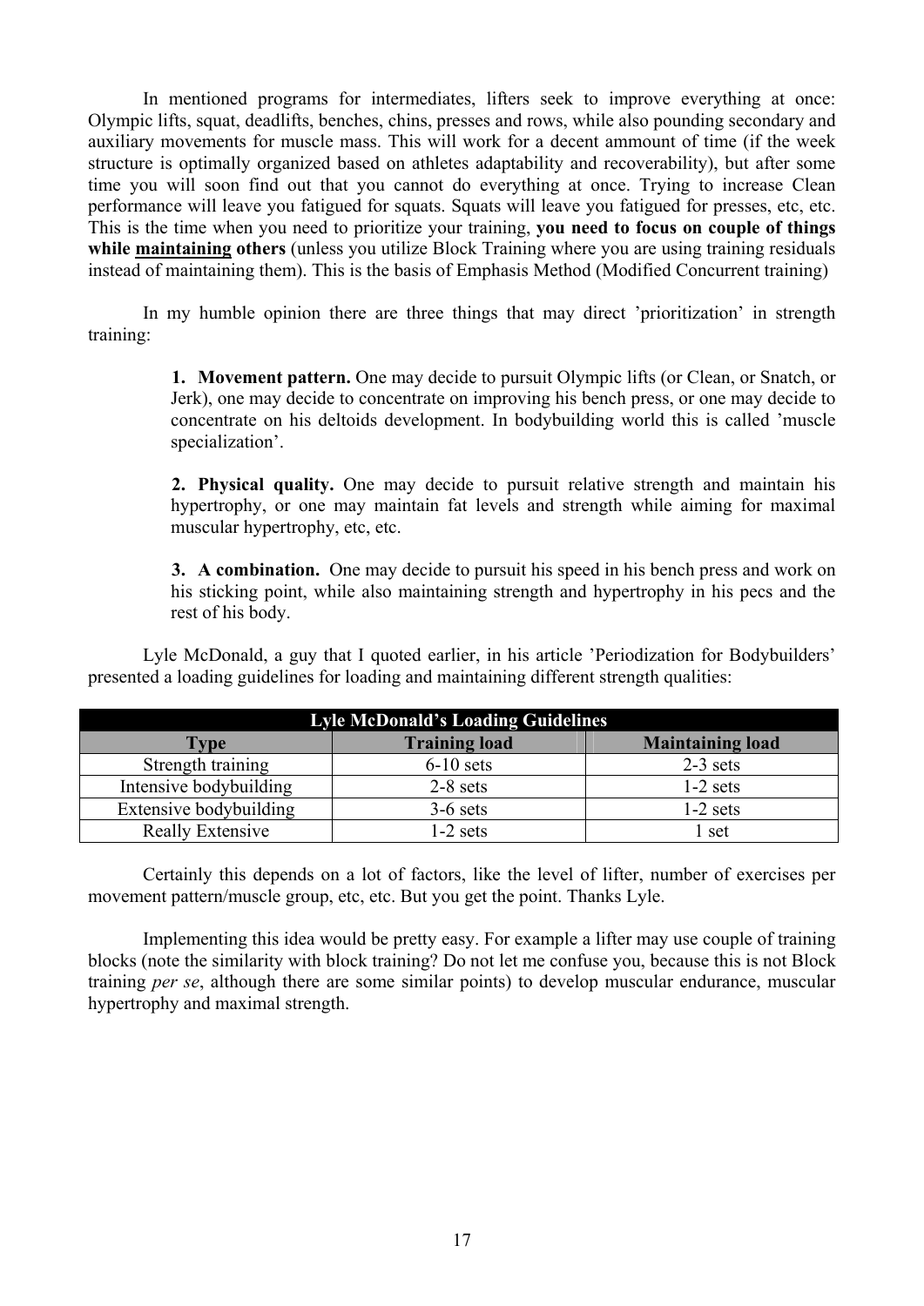In mentioned programs for intermediates, lifters seek to improve everything at once: Olympic lifts, squat, deadlifts, benches, chins, presses and rows, while also pounding secondary and auxiliary movements for muscle mass. This will work for a decent ammount of time (if the week structure is optimally organized based on athletes adaptability and recoverability), but after some time you will soon find out that you cannot do everything at once. Trying to increase Clean performance will leave you fatigued for squats. Squats will leave you fatigued for presses, etc, etc. This is the time when you need to prioritize your training, **you need to focus on couple of things while <u>maintaining</u> others** (unless you utilize Block Training where you are using training residuals instead of maintaining them). This is the basis of Emphasis Method (Modified Concurrent training)

In my humble opinion there are three things that may direct 'prioritization' in strength training:

1. **Movement pattern.** One may decide to pursuit Olympic lifts (or Clean, or Snatch, or Jerk), one may decide to concentrate on improving his bench press, or one may decide to concentrate on his deltoids development. In bodybuilding world this is called 'muscle specialization'.

2. **Physical quality.** One may decide to pursuit relative strength and maintain his hypertrophy, or one may maintain fat levels and strength while aiming for maximal muscular hypertrophy, etc, etc.

3. **A combination.** One may decide to pursuit his speed in his bench press and work on his sticking point, while also maintaining strength and hypertrophy in his pecs and the rest of his body.

Lyle McDonald, a guy that I quoted earlier, in his article 'Periodization for Bodybuilders' presented a loading guidelines for loading and maintaining different strength qualities:

| Lyle McDonald's Loading Guidelines | | |
|---|---|---|
| **Type** | **Training load** | **Maintaining load** |
| Strength training | 6-10 sets | 2-3 sets |
| Intensive bodybuilding | 2-8 sets | 1-2 sets |
| Extensive bodybuilding | 3-6 sets | 1-2 sets |
| Really Extensive | 1-2 sets | 1 set |

Certainly this depends on a lot of factors, like the level of lifter, number of exercises per movement pattern/muscle group, etc, etc. But you get the point. Thanks Lyle.

Implementing this idea would be pretty easy. For example a lifter may use couple of training blocks (note the similarity with block training? Do not let me confuse you, because this is not Block training *per se*, although there are some similar points) to develop muscular endurance, muscular hypertrophy and maximal strength.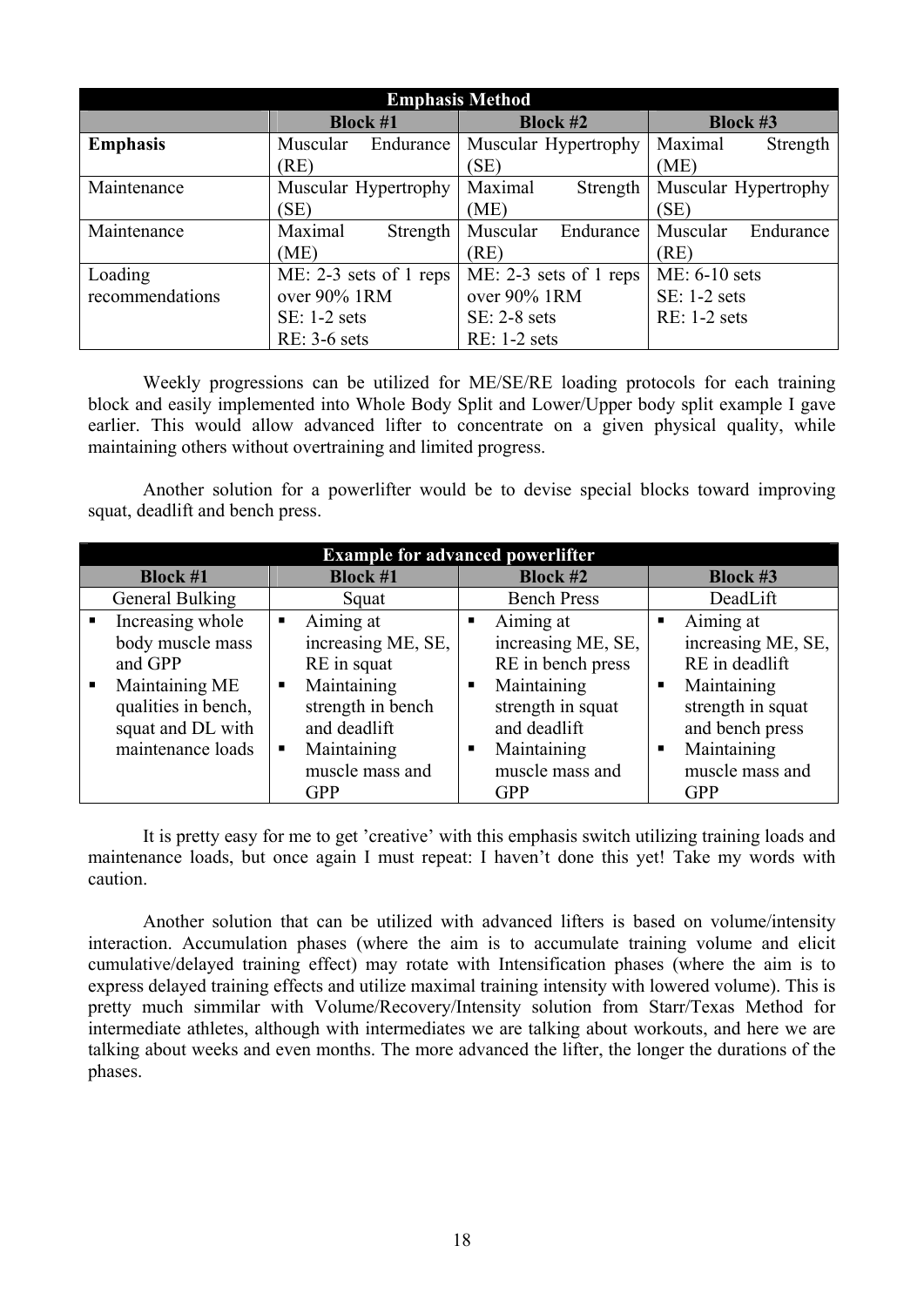| Emphasis Method | | | |
|---|---|---|---|
| | **Block #1** | **Block #2** | **Block #3** |
| **Emphasis** | Muscular Endurance (RE) | Muscular Hypertrophy (SE) | Maximal Strength (ME) |
| Maintenance | Muscular Hypertrophy (SE) | Maximal Strength (ME) | Muscular Hypertrophy (SE) |
| Maintenance | Maximal Strength (ME) | Muscular Endurance (RE) | Muscular Endurance (RE) |
| Loading recommendations | ME: 2-3 sets of 1 reps over 90% 1RM<br>SE: 1-2 sets<br>RE: 3-6 sets | ME: 2-3 sets of 1 reps over 90% 1RM<br>SE: 2-8 sets<br>RE: 1-2 sets | ME: 6-10 sets<br>SE: 1-2 sets<br>RE: 1-2 sets |

Weekly progressions can be utilized for ME/SE/RE loading protocols for each training block and easily implemented into Whole Body Split and Lower/Upper body split example I gave earlier. This would allow advanced lifter to concentrate on a given physical quality, while maintaining others without overtraining and limited progress.

Another solution for a powerlifter would be to devise special blocks toward improving squat, deadlift and bench press.

| Example for advanced powerlifter | | | |
|---|---|---|---|
| **Block #1** | **Block #1** | **Block #2** | **Block #3** |
| General Bulking | Squat | Bench Press | DeadLift |
| ▪ Increasing whole body muscle mass and GPP<br>▪ Maintaining ME qualities in bench, squat and DL with maintenance loads | ▪ Aiming at increasing ME, SE, RE in squat<br>▪ Maintaining strength in bench and deadlift<br>▪ Maintaining muscle mass and GPP | ▪ Aiming at increasing ME, SE, RE in bench press<br>▪ Maintaining strength in squat and deadlift<br>▪ Maintaining muscle mass and GPP | ▪ Aiming at increasing ME, SE, RE in deadlift<br>▪ Maintaining strength in squat and bench press<br>▪ Maintaining muscle mass and GPP |

It is pretty easy for me to get 'creative' with this emphasis switch utilizing training loads and maintenance loads, but once again I must repeat: I haven't done this yet! Take my words with caution.

Another solution that can be utilized with advanced lifters is based on volume/intensity interaction. Accumulation phases (where the aim is to accumulate training volume and elicit cumulative/delayed training effect) may rotate with Intensification phases (where the aim is to express delayed training effects and utilize maximal training intensity with lowered volume). This is pretty much simmilar with Volume/Recovery/Intensity solution from Starr/Texas Method for intermediate athletes, although with intermediates we are talking about workouts, and here we are talking about weeks and even months. The more advanced the lifter, the longer the durations of the phases.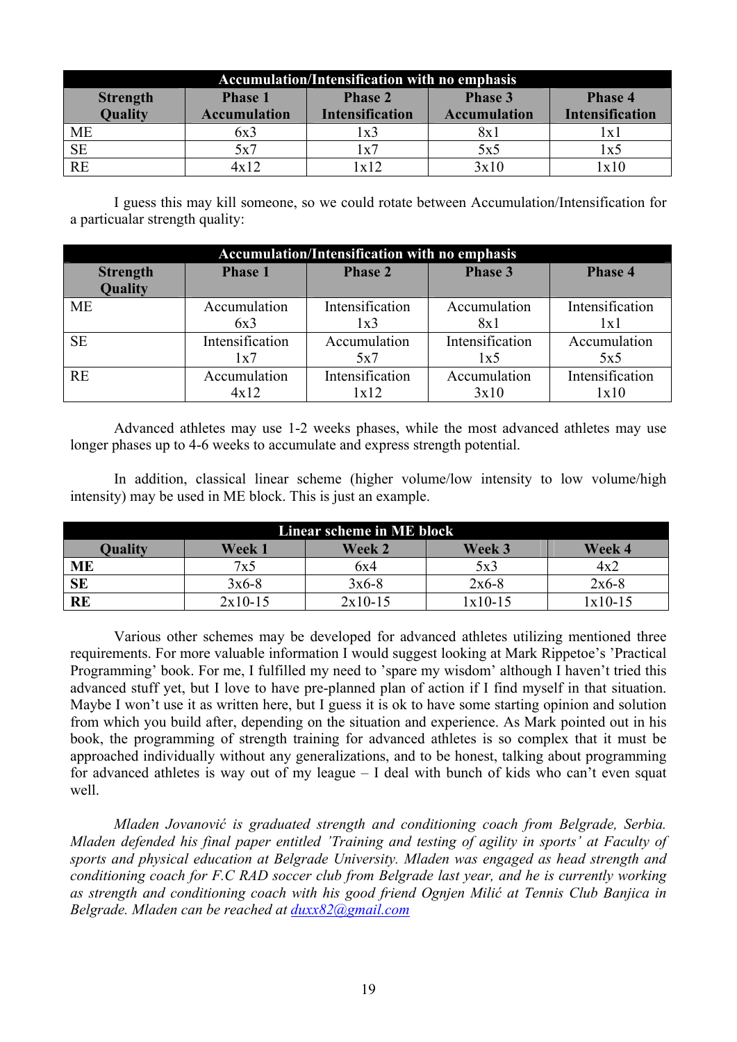| Accumulation/Intensification with no emphasis | | | | |
|---|---|---|---|---|
| **Strength Quality** | **Phase 1 Accumulation** | **Phase 2 Intensification** | **Phase 3 Accumulation** | **Phase 4 Intensification** |
| ME | 6x3 | 1x3 | 8x1 | 1x1 |
| SE | 5x7 | 1x7 | 5x5 | 1x5 |
| RE | 4x12 | 1x12 | 3x10 | 1x10 |

I guess this may kill someone, so we could rotate between Accumulation/Intensification for a particualar strength quality:

| Accumulation/Intensification with no emphasis | | | | |
|---|---|---|---|---|
| **Strength Quality** | **Phase 1** | **Phase 2** | **Phase 3** | **Phase 4** |
| ME | Accumulation 6x3 | Intensification 1x3 | Accumulation 8x1 | Intensification 1x1 |
| SE | Intensification 1x7 | Accumulation 5x7 | Intensification 1x5 | Accumulation 5x5 |
| RE | Accumulation 4x12 | Intensification 1x12 | Accumulation 3x10 | Intensification 1x10 |

Advanced athletes may use 1-2 weeks phases, while the most advanced athletes may use longer phases up to 4-6 weeks to accumulate and express strength potential.

In addition, classical linear scheme (higher volume/low intensity to low volume/high intensity) may be used in ME block. This is just an example.

| Linear scheme in ME block | | | | |
|---|---|---|---|---|
| **Quality** | **Week 1** | **Week 2** | **Week 3** | **Week 4** |
| **ME** | 7x5 | 6x4 | 5x3 | 4x2 |
| **SE** | 3x6-8 | 3x6-8 | 2x6-8 | 2x6-8 |
| **RE** | 2x10-15 | 2x10-15 | 1x10-15 | 1x10-15 |

Various other schemes may be developed for advanced athletes utilizing mentioned three requirements. For more valuable information I would suggest looking at Mark Rippetoe's 'Practical Programming' book. For me, I fulfilled my need to 'spare my wisdom' although I haven't tried this advanced stuff yet, but I love to have pre-planned plan of action if I find myself in that situation. Maybe I won't use it as written here, but I guess it is ok to have some starting opinion and solution from which you build after, depending on the situation and experience. As Mark pointed out in his book, the programming of strength training for advanced athletes is so complex that it must be approached individually without any generalizations, and to be honest, talking about programming for advanced athletes is way out of my league – I deal with bunch of kids who can't even squat well.

*Mladen Jovanović is graduated strength and conditioning coach from Belgrade, Serbia. Mladen defended his final paper entitled 'Training and testing of agility in sports' at Faculty of sports and physical education at Belgrade University. Mladen was engaged as head strength and conditioning coach for F.C RAD soccer club from Belgrade last year, and he is currently working as strength and conditioning coach with his good friend Ognjen Milić at Tennis Club Banjica in Belgrade. Mladen can be reached at duxx82@gmail.com*